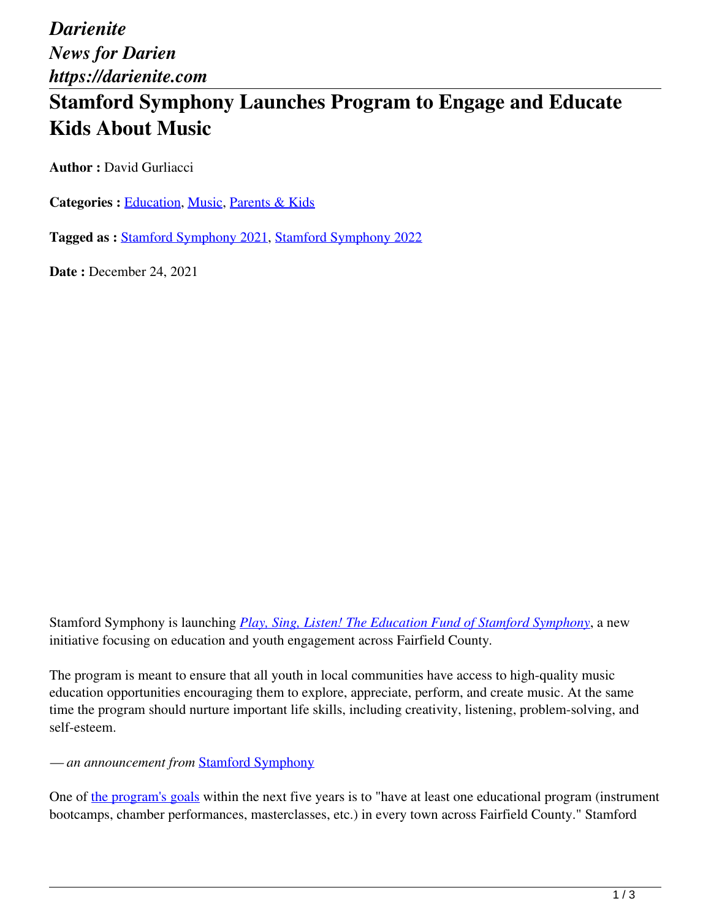*Darienite*
*News for Darien*
*https://darienite.com*

# Stamford Symphony Launches Program to Engage and Educate Kids About Music

**Author :** David Gurliacci

**Categories :** Education, Music, Parents & Kids

**Tagged as :** Stamford Symphony 2021, Stamford Symphony 2022

**Date :** December 24, 2021

Stamford Symphony is launching *Play, Sing, Listen! The Education Fund of Stamford Symphony*, a new initiative focusing on education and youth engagement across Fairfield County.

The program is meant to ensure that all youth in local communities have access to high-quality music education opportunities encouraging them to explore, appreciate, perform, and create music. At the same time the program should nurture important life skills, including creativity, listening, problem-solving, and self-esteem.

*— an announcement from* Stamford Symphony

One of the program's goals within the next five years is to "have at least one educational program (instrument bootcamps, chamber performances, masterclasses, etc.) in every town across Fairfield County." Stamford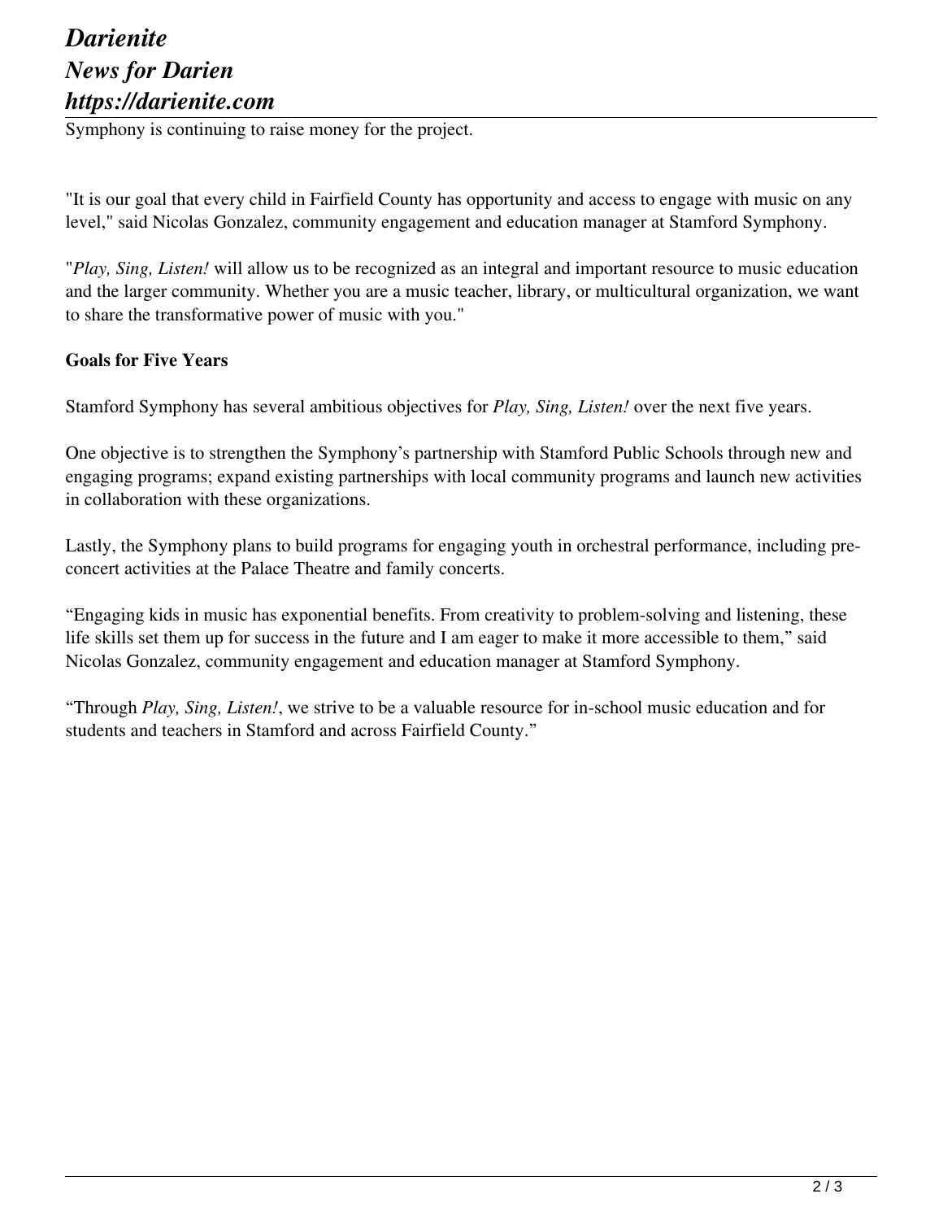Symphony is continuing to raise money for the project.

"It is our goal that every child in Fairfield County has opportunity and access to engage with music on any level," said Nicolas Gonzalez, community engagement and education manager at Stamford Symphony.

"*Play, Sing, Listen!* will allow us to be recognized as an integral and important resource to music education and the larger community. Whether you are a music teacher, library, or multicultural organization, we want to share the transformative power of music with you."

**Goals for Five Years**

Stamford Symphony has several ambitious objectives for *Play, Sing, Listen!* over the next five years.

One objective is to strengthen the Symphony's partnership with Stamford Public Schools through new and engaging programs; expand existing partnerships with local community programs and launch new activities in collaboration with these organizations.

Lastly, the Symphony plans to build programs for engaging youth in orchestral performance, including pre-concert activities at the Palace Theatre and family concerts.

"Engaging kids in music has exponential benefits. From creativity to problem-solving and listening, these life skills set them up for success in the future and I am eager to make it more accessible to them," said Nicolas Gonzalez, community engagement and education manager at Stamford Symphony.

"Through *Play, Sing, Listen!*, we strive to be a valuable resource for in-school music education and for students and teachers in Stamford and across Fairfield County."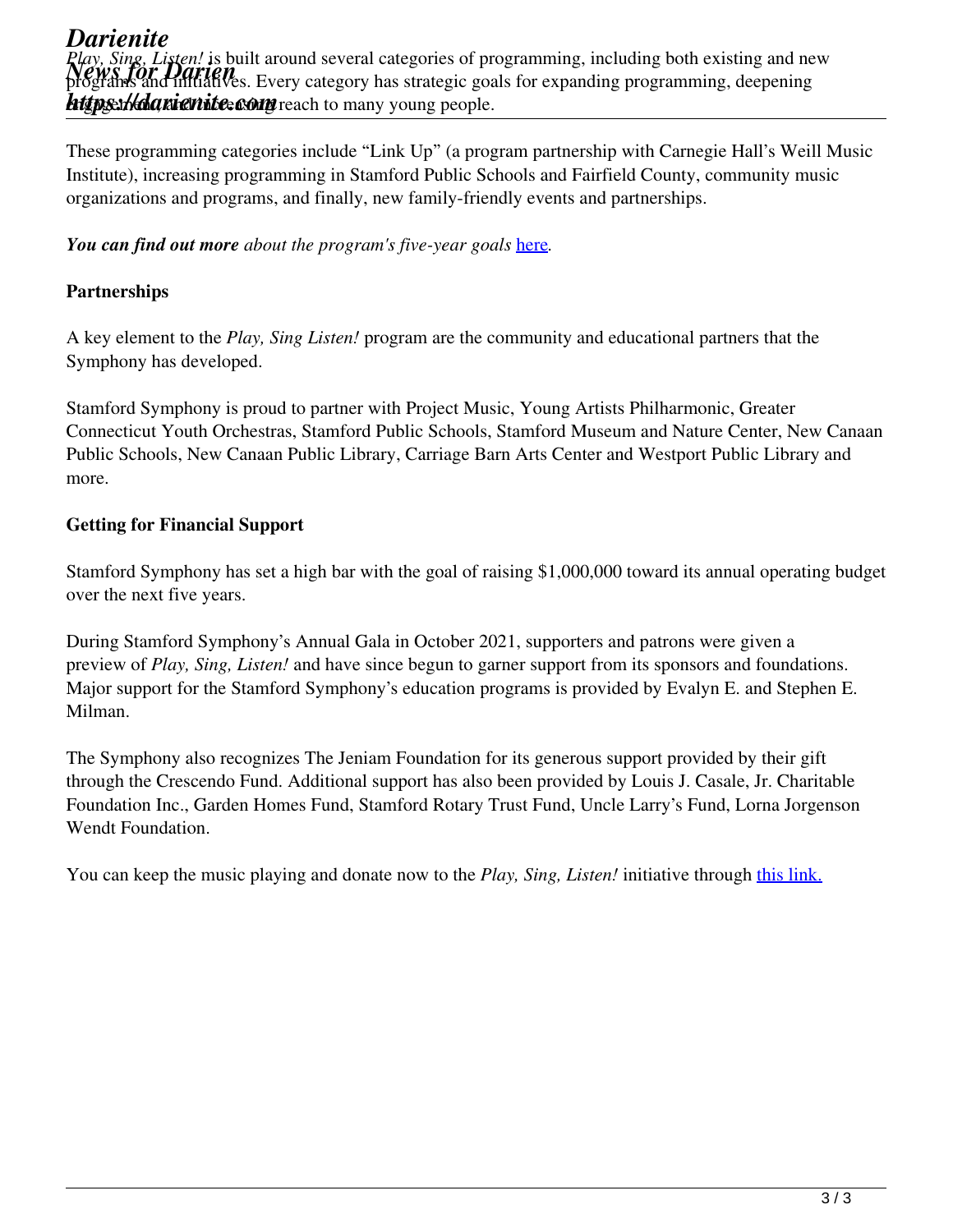*Play, Sing, Listen!* is built around several categories of programming, including both existing and new programs and initiatives. Every category has strategic goals for expanding programming, deepening engagement, and increasing reach to many young people.

These programming categories include "Link Up" (a program partnership with Carnegie Hall's Weill Music Institute), increasing programming in Stamford Public Schools and Fairfield County, community music organizations and programs, and finally, new family-friendly events and partnerships.

***You can find out more** about the program's five-year goals* [here](here).

**Partnerships**

A key element to the *Play, Sing Listen!* program are the community and educational partners that the Symphony has developed.

Stamford Symphony is proud to partner with Project Music, Young Artists Philharmonic, Greater Connecticut Youth Orchestras, Stamford Public Schools, Stamford Museum and Nature Center, New Canaan Public Schools, New Canaan Public Library, Carriage Barn Arts Center and Westport Public Library and more.

**Getting for Financial Support**

Stamford Symphony has set a high bar with the goal of raising $1,000,000 toward its annual operating budget over the next five years.

During Stamford Symphony's Annual Gala in October 2021, supporters and patrons were given a preview of *Play, Sing, Listen!* and have since begun to garner support from its sponsors and foundations. Major support for the Stamford Symphony's education programs is provided by Evalyn E. and Stephen E. Milman.

The Symphony also recognizes The Jeniam Foundation for its generous support provided by their gift through the Crescendo Fund. Additional support has also been provided by Louis J. Casale, Jr. Charitable Foundation Inc., Garden Homes Fund, Stamford Rotary Trust Fund, Uncle Larry's Fund, Lorna Jorgenson Wendt Foundation.

You can keep the music playing and donate now to the *Play, Sing, Listen!* initiative through [this link.](this link.)